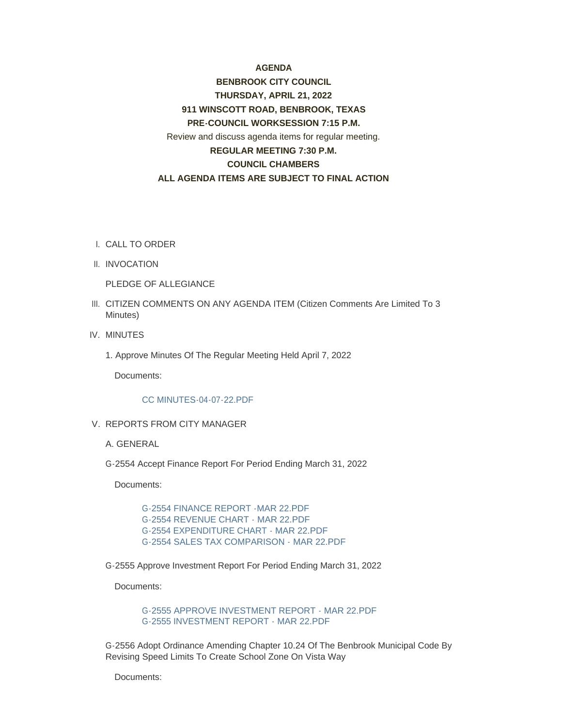**AGENDA**

**BENBROOK CITY COUNCIL**

**THURSDAY, APRIL 21, 2022**

**911 WINSCOTT ROAD, BENBROOK, TEXAS**

**PRE-COUNCIL WORKSESSION 7:15 P.M.**

Review and discuss agenda items for regular meeting.

**REGULAR MEETING 7:30 P.M.**

**COUNCIL CHAMBERS**

**ALL AGENDA ITEMS ARE SUBJECT TO FINAL ACTION**

I. CALL TO ORDER

II. INVOCATION

PLEDGE OF ALLEGIANCE

III. CITIZEN COMMENTS ON ANY AGENDA ITEM (Citizen Comments Are Limited To 3 Minutes)

IV. MINUTES

1. Approve Minutes Of The Regular Meeting Held April 7, 2022

Documents:

CC MINUTES-04-07-22.PDF

V. REPORTS FROM CITY MANAGER

A. GENERAL

G-2554 Accept Finance Report For Period Ending March 31, 2022

Documents:

G-2554 FINANCE REPORT -MAR 22.PDF
G-2554 REVENUE CHART - MAR 22.PDF
G-2554 EXPENDITURE CHART - MAR 22.PDF
G-2554 SALES TAX COMPARISON - MAR 22.PDF

G-2555 Approve Investment Report For Period Ending March 31, 2022

Documents:

G-2555 APPROVE INVESTMENT REPORT - MAR 22.PDF
G-2555 INVESTMENT REPORT - MAR 22.PDF

G-2556 Adopt Ordinance Amending Chapter 10.24 Of The Benbrook Municipal Code By Revising Speed Limits To Create School Zone On Vista Way

Documents: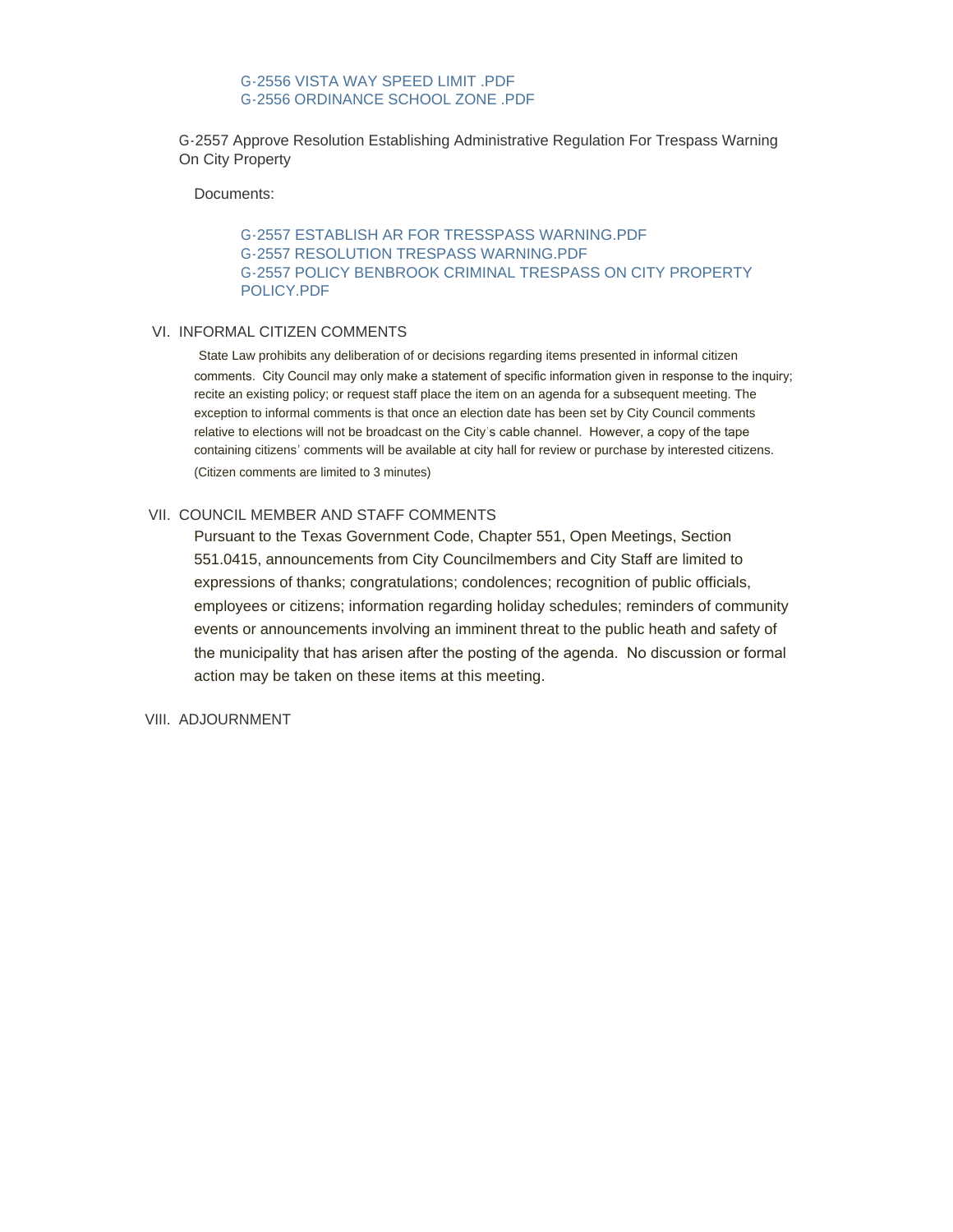G-2556 VISTA WAY SPEED LIMIT .PDF
G-2556 ORDINANCE SCHOOL ZONE .PDF

G-2557 Approve Resolution Establishing Administrative Regulation For Trespass Warning On City Property

Documents:

G-2557 ESTABLISH AR FOR TRESSPASS WARNING.PDF
G-2557 RESOLUTION TRESPASS WARNING.PDF
G-2557 POLICY BENBROOK CRIMINAL TRESPASS ON CITY PROPERTY POLICY.PDF

## VI. INFORMAL CITIZEN COMMENTS

State Law prohibits any deliberation of or decisions regarding items presented in informal citizen comments. City Council may only make a statement of specific information given in response to the inquiry; recite an existing policy; or request staff place the item on an agenda for a subsequent meeting. The exception to informal comments is that once an election date has been set by City Council comments relative to elections will not be broadcast on the City's cable channel. However, a copy of the tape containing citizens' comments will be available at city hall for review or purchase by interested citizens. (Citizen comments are limited to 3 minutes)

## VII. COUNCIL MEMBER AND STAFF COMMENTS

Pursuant to the Texas Government Code, Chapter 551, Open Meetings, Section 551.0415, announcements from City Councilmembers and City Staff are limited to expressions of thanks; congratulations; condolences; recognition of public officials, employees or citizens; information regarding holiday schedules; reminders of community events or announcements involving an imminent threat to the public heath and safety of the municipality that has arisen after the posting of the agenda. No discussion or formal action may be taken on these items at this meeting.

## VIII. ADJOURNMENT